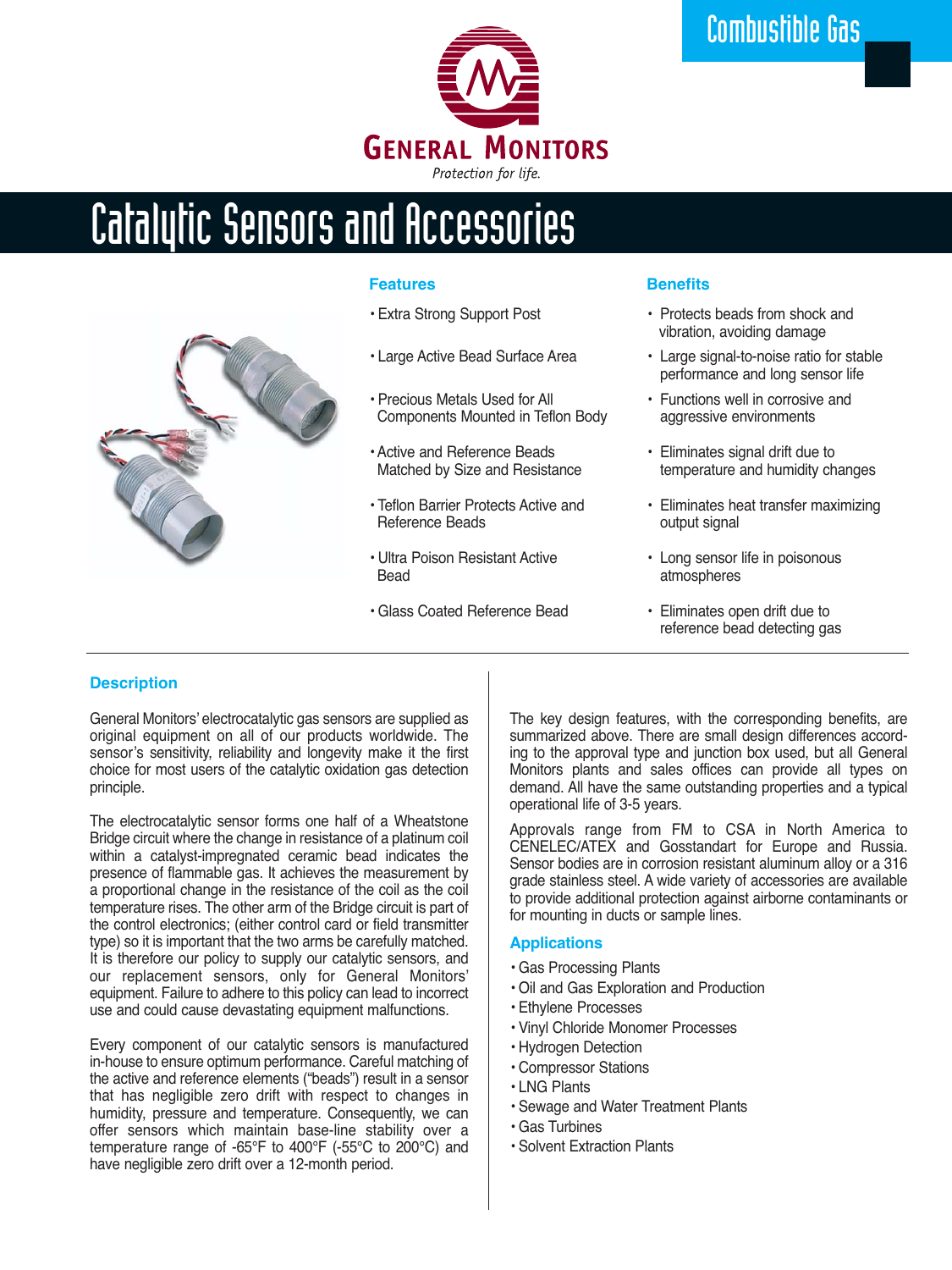Combustible Gas

GENERAL MONITORS

*Protection for life.*

# Catalytic Sensors and Accessories

| Features | Benefits |
|---|---|
| Extra Strong Support Post | Protects beads from shock and vibration, avoiding damage |
| Large Active Bead Surface Area | Large signal-to-noise ratio for stable performance and long sensor life |
| Precious Metals Used for All Components Mounted in Teflon Body | Functions well in corrosive and aggressive environments |
| Active and Reference Beads Matched by Size and Resistance | Eliminates signal drift due to temperature and humidity changes |
| Teflon Barrier Protects Active and Reference Beads | Eliminates heat transfer maximizing output signal |
| Ultra Poison Resistant Active Bead | Long sensor life in poisonous atmospheres |
| Glass Coated Reference Bead | Eliminates open drift due to reference bead detecting gas |

## Description

General Monitors' electrocatalytic gas sensors are supplied as original equipment on all of our products worldwide. The sensor's sensitivity, reliability and longevity make it the first choice for most users of the catalytic oxidation gas detection principle.

The electrocatalytic sensor forms one half of a Wheatstone Bridge circuit where the change in resistance of a platinum coil within a catalyst-impregnated ceramic bead indicates the presence of flammable gas. It achieves the measurement by a proportional change in the resistance of the coil as the coil temperature rises. The other arm of the Bridge circuit is part of the control electronics; (either control card or field transmitter type) so it is important that the two arms be carefully matched. It is therefore our policy to supply our catalytic sensors, and our replacement sensors, only for General Monitors' equipment. Failure to adhere to this policy can lead to incorrect use and could cause devastating equipment malfunctions.

Every component of our catalytic sensors is manufactured in-house to ensure optimum performance. Careful matching of the active and reference elements ("beads") result in a sensor that has negligible zero drift with respect to changes in humidity, pressure and temperature. Consequently, we can offer sensors which maintain base-line stability over a temperature range of -65°F to 400°F (-55°C to 200°C) and have negligible zero drift over a 12-month period.

The key design features, with the corresponding benefits, are summarized above. There are small design differences according to the approval type and junction box used, but all General Monitors plants and sales offices can provide all types on demand. All have the same outstanding properties and a typical operational life of 3-5 years.

Approvals range from FM to CSA in North America to CENELEC/ATEX and Gosstandart for Europe and Russia. Sensor bodies are in corrosion resistant aluminum alloy or a 316 grade stainless steel. A wide variety of accessories are available to provide additional protection against airborne contaminants or for mounting in ducts or sample lines.

## Applications

- Gas Processing Plants
- Oil and Gas Exploration and Production
- Ethylene Processes
- Vinyl Chloride Monomer Processes
- Hydrogen Detection
- Compressor Stations
- LNG Plants
- Sewage and Water Treatment Plants
- Gas Turbines
- Solvent Extraction Plants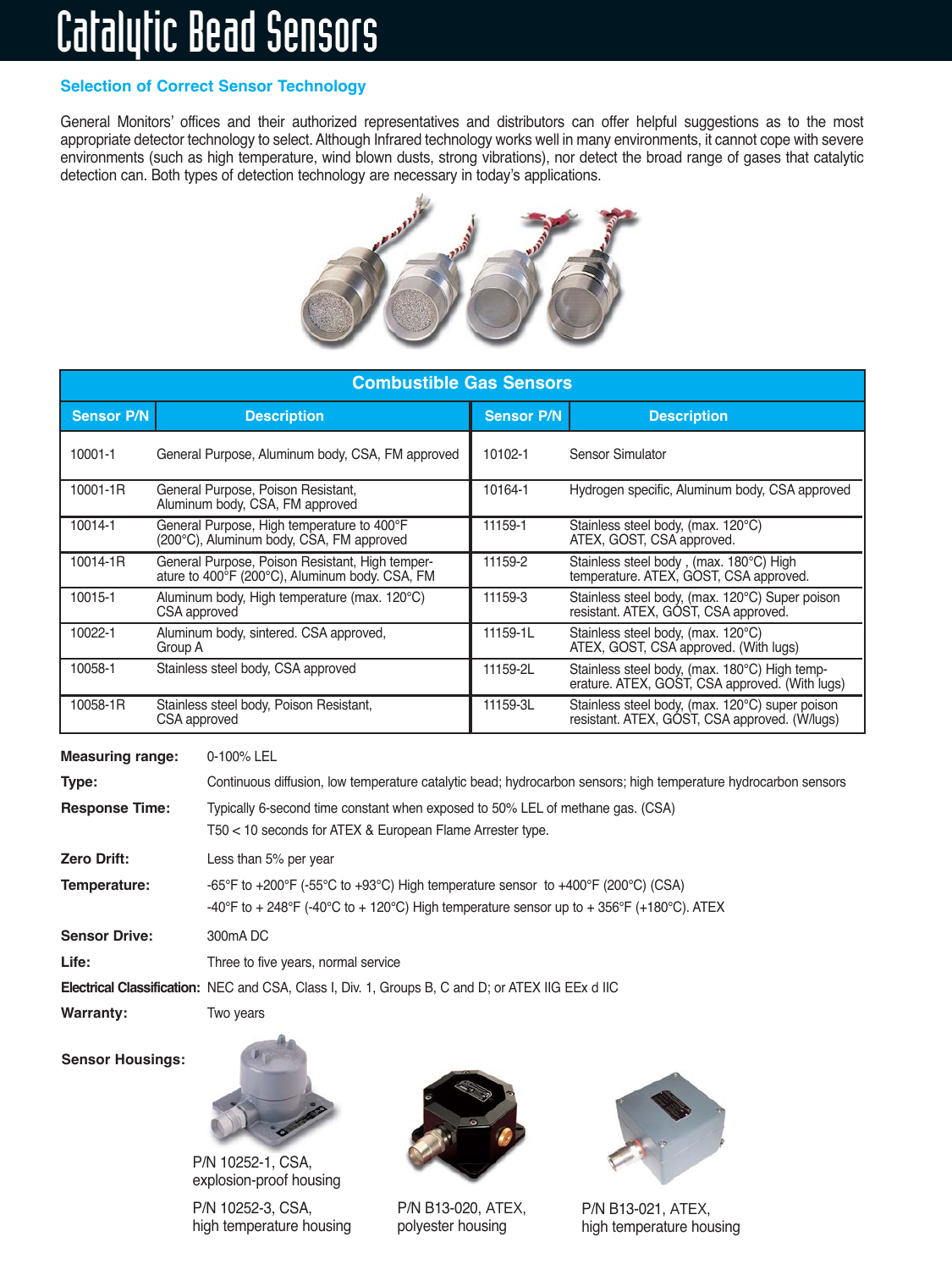# Catalytic Bead Sensors

## Selection of Correct Sensor Technology

General Monitors' offices and their authorized representatives and distributors can offer helpful suggestions as to the most appropriate detector technology to select. Although Infrared technology works well in many environments, it cannot cope with severe environments (such as high temperature, wind blown dusts, strong vibrations), nor detect the broad range of gases that catalytic detection can. Both types of detection technology are necessary in today's applications.

| Combustible Gas Sensors | | | |
|---|---|---|---|
| **Sensor P/N** | **Description** | **Sensor P/N** | **Description** |
| 10001-1 | General Purpose, Aluminum body, CSA, FM approved | 10102-1 | Sensor Simulator |
| 10001-1R | General Purpose, Poison Resistant, Aluminum body, CSA, FM approved | 10164-1 | Hydrogen specific, Aluminum body, CSA approved |
| 10014-1 | General Purpose, High temperature to 400°F (200°C), Aluminum body, CSA, FM approved | 11159-1 | Stainless steel body, (max. 120°C) ATEX, GOST, CSA approved. |
| 10014-1R | General Purpose, Poison Resistant, High temperature to 400°F (200°C), Aluminum body. CSA, FM | 11159-2 | Stainless steel body , (max. 180°C) High temperature. ATEX, GOST, CSA approved. |
| 10015-1 | Aluminum body, High temperature (max. 120°C) CSA approved | 11159-3 | Stainless steel body, (max. 120°C) Super poison resistant. ATEX, GOST, CSA approved. |
| 10022-1 | Aluminum body, sintered. CSA approved, Group A | 11159-1L | Stainless steel body, (max. 120°C) ATEX, GOST, CSA approved. (With lugs) |
| 10058-1 | Stainless steel body, CSA approved | 11159-2L | Stainless steel body, (max. 180°C) High temperature. ATEX, GOST, CSA approved. (With lugs) |
| 10058-1R | Stainless steel body, Poison Resistant, CSA approved | 11159-3L | Stainless steel body, (max. 120°C) super poison resistant. ATEX, GOST, CSA approved. (W/lugs) |

**Measuring range:** 0-100% LEL

**Type:** Continuous diffusion, low temperature catalytic bead; hydrocarbon sensors; high temperature hydrocarbon sensors

**Response Time:** Typically 6-second time constant when exposed to 50% LEL of methane gas. (CSA)
T50 < 10 seconds for ATEX & European Flame Arrester type.

**Zero Drift:** Less than 5% per year

**Temperature:** -65°F to +200°F (-55°C to +93°C) High temperature sensor to +400°F (200°C) (CSA)
-40°F to + 248°F (-40°C to + 120°C) High temperature sensor up to + 356°F (+180°C). ATEX

**Sensor Drive:** 300mA DC

**Life:** Three to five years, normal service

**Electrical Classification:** NEC and CSA, Class I, Div. 1, Groups B, C and D; or ATEX IIG EEx d IIC

**Warranty:** Two years

**Sensor Housings:**

P/N 10252-1, CSA, explosion-proof housing

P/N 10252-3, CSA, high temperature housing

P/N B13-020, ATEX, polyester housing

P/N B13-021, ATEX, high temperature housing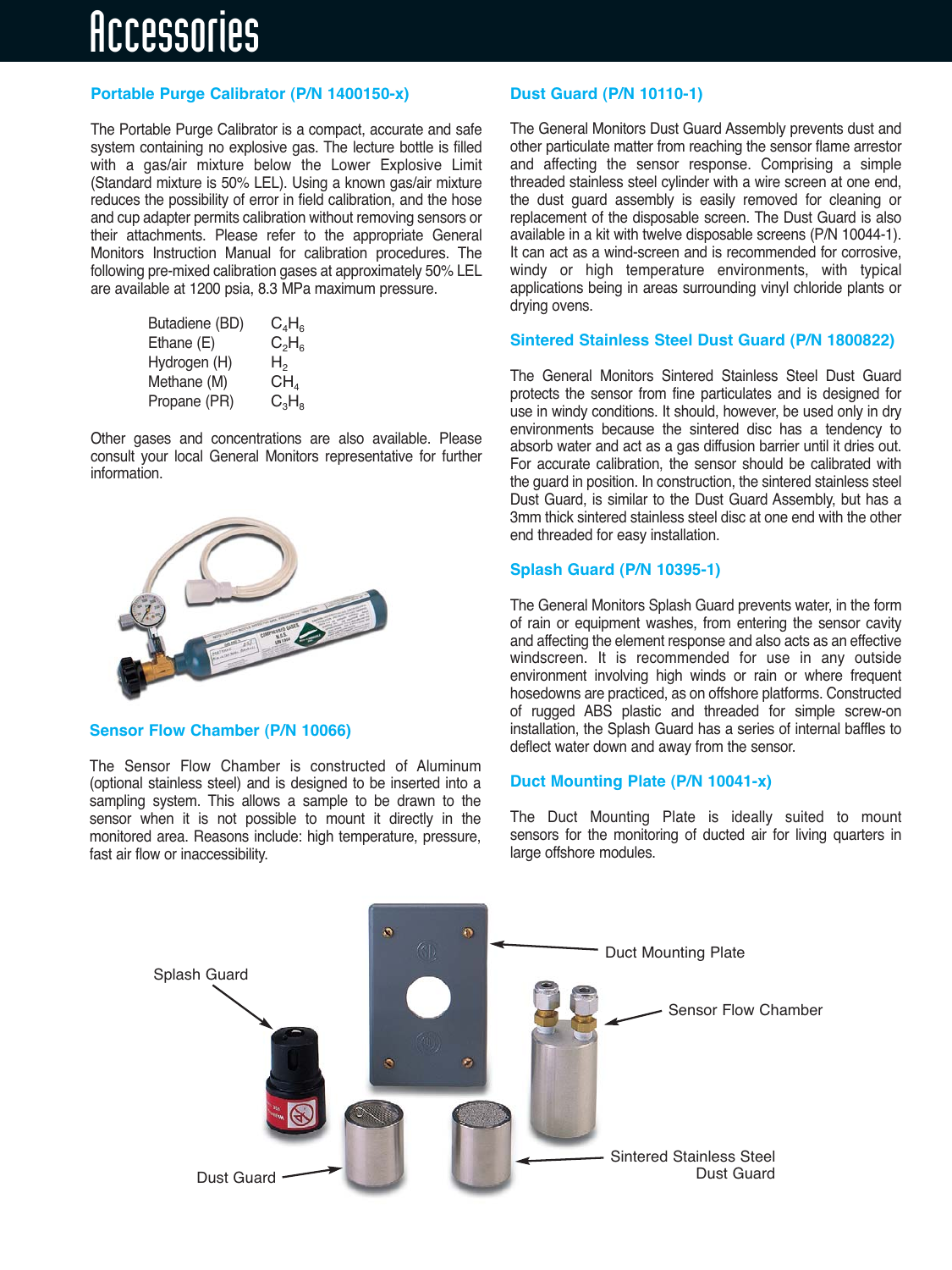# Accessories

## Portable Purge Calibrator (P/N 1400150-x)

The Portable Purge Calibrator is a compact, accurate and safe system containing no explosive gas. The lecture bottle is filled with a gas/air mixture below the Lower Explosive Limit (Standard mixture is 50% LEL). Using a known gas/air mixture reduces the possibility of error in field calibration, and the hose and cup adapter permits calibration without removing sensors or their attachments. Please refer to the appropriate General Monitors Instruction Manual for calibration procedures. The following pre-mixed calibration gases at approximately 50% LEL are available at 1200 psia, 8.3 MPa maximum pressure.

| | |
|---|---|
| Butadiene (BD) | $C_4H_6$ |
| Ethane (E) | $C_2H_6$ |
| Hydrogen (H) | $H_2$ |
| Methane (M) | $CH_4$ |
| Propane (PR) | $C_3H_8$ |

Other gases and concentrations are also available. Please consult your local General Monitors representative for further information.

## Sensor Flow Chamber (P/N 10066)

The Sensor Flow Chamber is constructed of Aluminum (optional stainless steel) and is designed to be inserted into a sampling system. This allows a sample to be drawn to the sensor when it is not possible to mount it directly in the monitored area. Reasons include: high temperature, pressure, fast air flow or inaccessibility.

## Dust Guard (P/N 10110-1)

The General Monitors Dust Guard Assembly prevents dust and other particulate matter from reaching the sensor flame arrestor and affecting the sensor response. Comprising a simple threaded stainless steel cylinder with a wire screen at one end, the dust guard assembly is easily removed for cleaning or replacement of the disposable screen. The Dust Guard is also available in a kit with twelve disposable screens (P/N 10044-1). It can act as a wind-screen and is recommended for corrosive, windy or high temperature environments, with typical applications being in areas surrounding vinyl chloride plants or drying ovens.

## Sintered Stainless Steel Dust Guard (P/N 1800822)

The General Monitors Sintered Stainless Steel Dust Guard protects the sensor from fine particulates and is designed for use in windy conditions. It should, however, be used only in dry environments because the sintered disc has a tendency to absorb water and act as a gas diffusion barrier until it dries out. For accurate calibration, the sensor should be calibrated with the guard in position. In construction, the sintered stainless steel Dust Guard, is similar to the Dust Guard Assembly, but has a 3mm thick sintered stainless steel disc at one end with the other end threaded for easy installation.

## Splash Guard (P/N 10395-1)

The General Monitors Splash Guard prevents water, in the form of rain or equipment washes, from entering the sensor cavity and affecting the element response and also acts as an effective windscreen. It is recommended for use in any outside environment involving high winds or rain or where frequent hosedowns are practiced, as on offshore platforms. Constructed of rugged ABS plastic and threaded for simple screw-on installation, the Splash Guard has a series of internal baffles to deflect water down and away from the sensor.

## Duct Mounting Plate (P/N 10041-x)

The Duct Mounting Plate is ideally suited to mount sensors for the monitoring of ducted air for living quarters in large offshore modules.

Splash Guard · Duct Mounting Plate · Sensor Flow Chamber · Dust Guard · Sintered Stainless Steel Dust Guard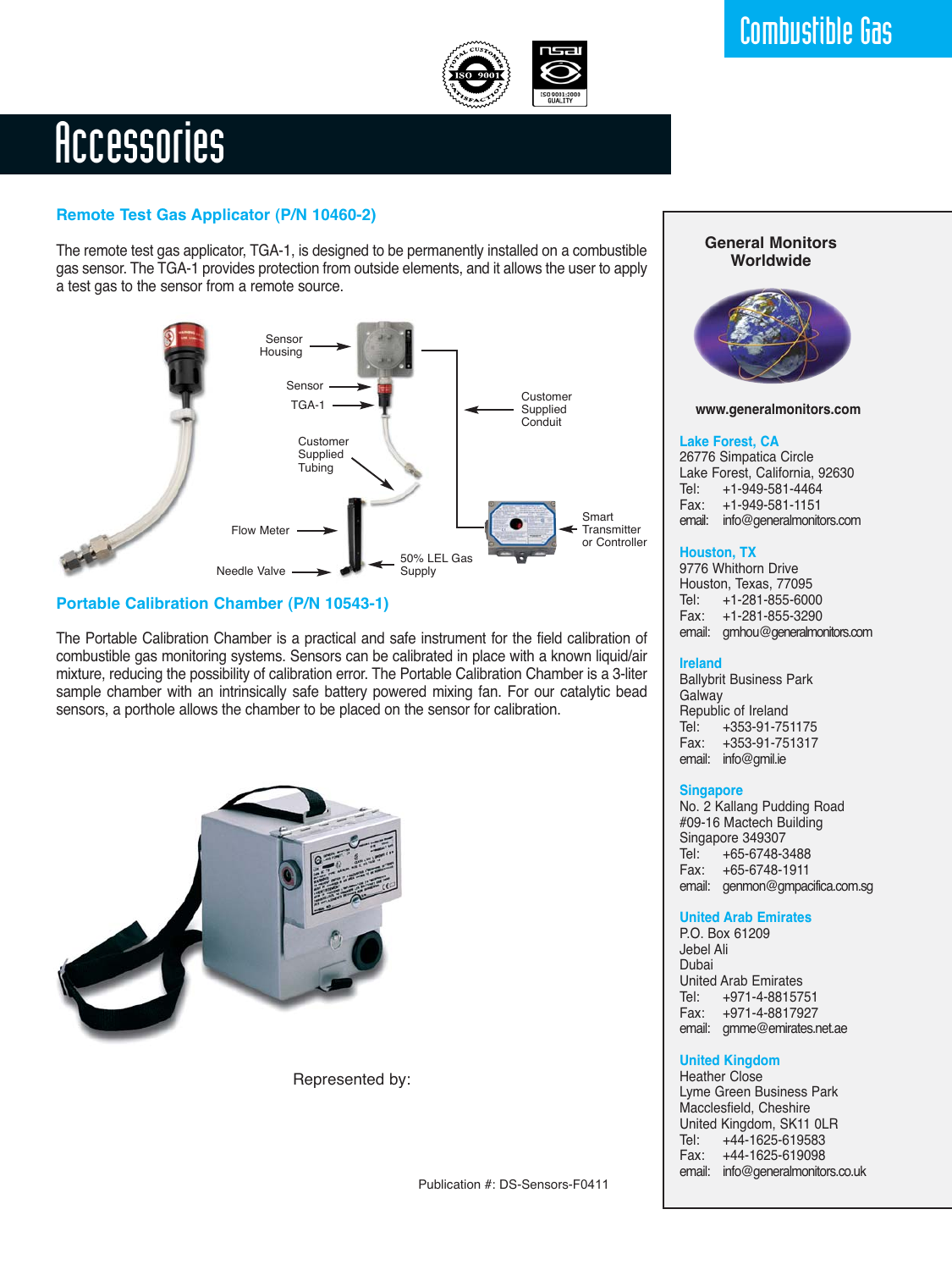Combustible Gas

# Accessories

## Remote Test Gas Applicator (P/N 10460-2)

The remote test gas applicator, TGA-1, is designed to be permanently installed on a combustible gas sensor. The TGA-1 provides protection from outside elements, and it allows the user to apply a test gas to the sensor from a remote source.

Sensor Housing
Sensor
TGA-1
Customer Supplied Tubing
Flow Meter
Needle Valve
50% LEL Gas Supply
Customer Supplied Conduit
Smart Transmitter or Controller

## Portable Calibration Chamber (P/N 10543-1)

The Portable Calibration Chamber is a practical and safe instrument for the field calibration of combustible gas monitoring systems. Sensors can be calibrated in place with a known liquid/air mixture, reducing the possibility of calibration error. The Portable Calibration Chamber is a 3-liter sample chamber with an intrinsically safe battery powered mixing fan. For our catalytic bead sensors, a porthole allows the chamber to be placed on the sensor for calibration.

Represented by:

Publication #: DS-Sensors-F0411

### General Monitors Worldwide

www.generalmonitors.com

**Lake Forest, CA**
26776 Simpatica Circle
Lake Forest, California, 92630
Tel: +1-949-581-4464
Fax: +1-949-581-1151
email: info@generalmonitors.com

**Houston, TX**
9776 Whithorn Drive
Houston, Texas, 77095
Tel: +1-281-855-6000
Fax: +1-281-855-3290
email: gmhou@generalmonitors.com

**Ireland**
Ballybrit Business Park
Galway
Republic of Ireland
Tel: +353-91-751175
Fax: +353-91-751317
email: info@gmil.ie

**Singapore**
No. 2 Kallang Pudding Road
#09-16 Mactech Building
Singapore 349307
Tel: +65-6748-3488
Fax: +65-6748-1911
email: genmon@gmpacifica.com.sg

**United Arab Emirates**
P.O. Box 61209
Jebel Ali
Dubai
United Arab Emirates
Tel: +971-4-8815751
Fax: +971-4-8817927
email: gmme@emirates.net.ae

**United Kingdom**
Heather Close
Lyme Green Business Park
Macclesfield, Cheshire
United Kingdom, SK11 0LR
Tel: +44-1625-619583
Fax: +44-1625-619098
email: info@generalmonitors.co.uk